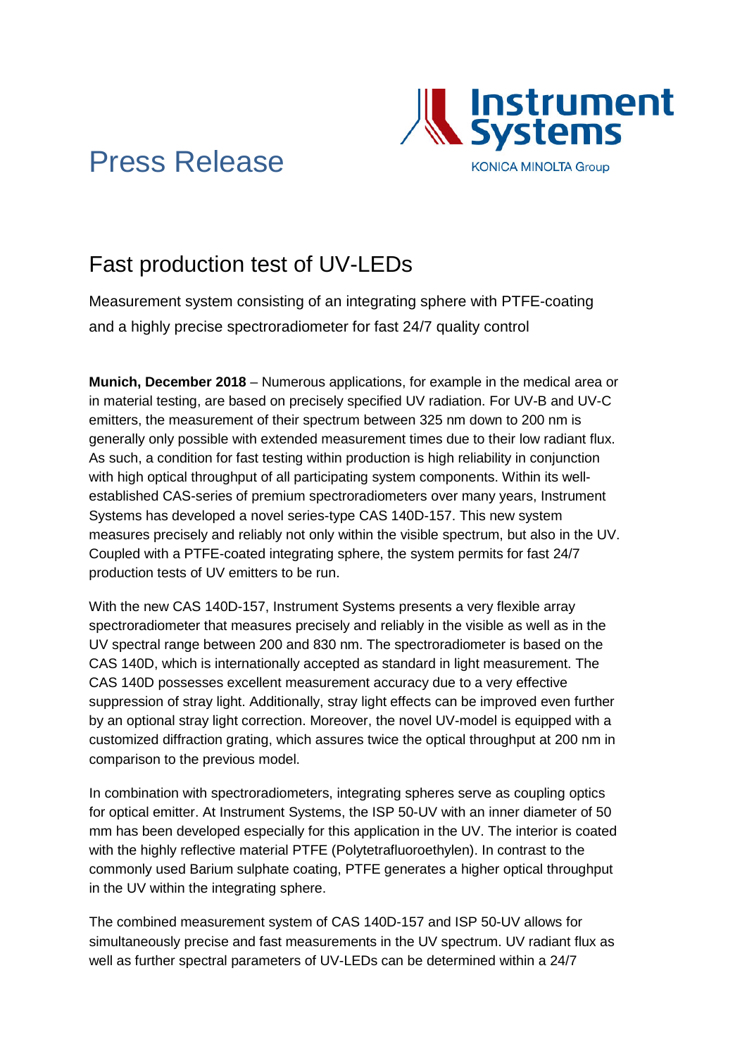Instrument Systems

KONICA MINOLTA Group

# Press Release

## Fast production test of UV-LEDs

Measurement system consisting of an integrating sphere with PTFE-coating and a highly precise spectroradiometer for fast 24/7 quality control

**Munich, December 2018** – Numerous applications, for example in the medical area or in material testing, are based on precisely specified UV radiation. For UV-B and UV-C emitters, the measurement of their spectrum between 325 nm down to 200 nm is generally only possible with extended measurement times due to their low radiant flux. As such, a condition for fast testing within production is high reliability in conjunction with high optical throughput of all participating system components. Within its well-established CAS-series of premium spectroradiometers over many years, Instrument Systems has developed a novel series-type CAS 140D-157. This new system measures precisely and reliably not only within the visible spectrum, but also in the UV. Coupled with a PTFE-coated integrating sphere, the system permits for fast 24/7 production tests of UV emitters to be run.

With the new CAS 140D-157, Instrument Systems presents a very flexible array spectroradiometer that measures precisely and reliably in the visible as well as in the UV spectral range between 200 and 830 nm. The spectroradiometer is based on the CAS 140D, which is internationally accepted as standard in light measurement. The CAS 140D possesses excellent measurement accuracy due to a very effective suppression of stray light. Additionally, stray light effects can be improved even further by an optional stray light correction. Moreover, the novel UV-model is equipped with a customized diffraction grating, which assures twice the optical throughput at 200 nm in comparison to the previous model.

In combination with spectroradiometers, integrating spheres serve as coupling optics for optical emitter. At Instrument Systems, the ISP 50-UV with an inner diameter of 50 mm has been developed especially for this application in the UV. The interior is coated with the highly reflective material PTFE (Polytetrafluoroethylen). In contrast to the commonly used Barium sulphate coating, PTFE generates a higher optical throughput in the UV within the integrating sphere.

The combined measurement system of CAS 140D-157 and ISP 50-UV allows for simultaneously precise and fast measurements in the UV spectrum. UV radiant flux as well as further spectral parameters of UV-LEDs can be determined within a 24/7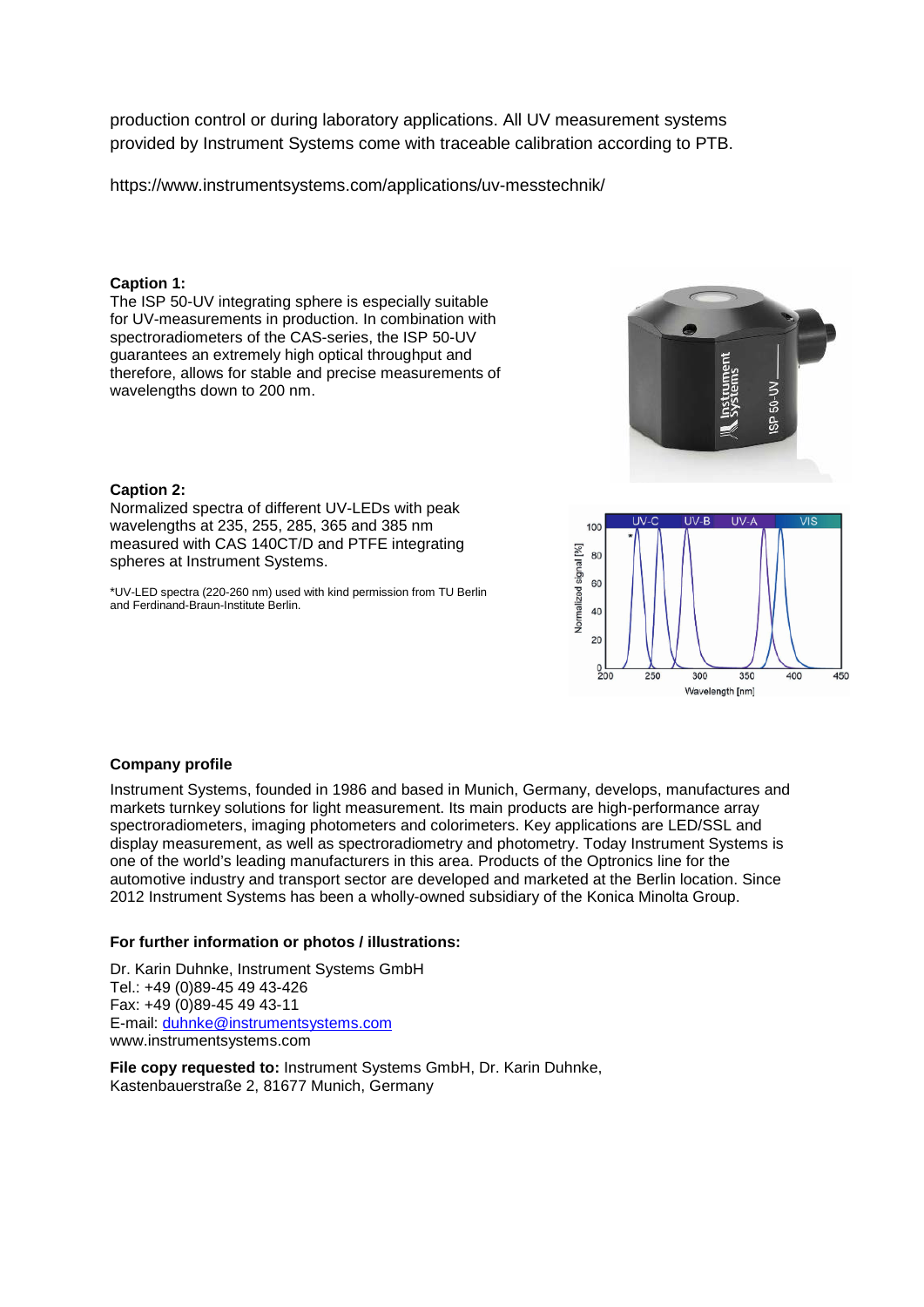production control or during laboratory applications. All UV measurement systems provided by Instrument Systems come with traceable calibration according to PTB.

https://www.instrumentsystems.com/applications/uv-messtechnik/

**Caption 1:**
The ISP 50-UV integrating sphere is especially suitable for UV-measurements in production. In combination with spectroradiometers of the CAS-series, the ISP 50-UV guarantees an extremely high optical throughput and therefore, allows for stable and precise measurements of wavelengths down to 200 nm.

Instrument Systems
ISP 50-UV

**Caption 2:**
Normalized spectra of different UV-LEDs with peak wavelengths at 235, 255, 285, 365 and 385 nm measured with CAS 140CT/D and PTFE integrating spheres at Instrument Systems.

*UV-LED spectra (220-260 nm) used with kind permission from TU Berlin and Ferdinand-Braun-Institute Berlin.

UV-C UV-B UV-A VIS
Normalized signal [%]
100
80
60
40
20
0
200 250 300 350 400 450
Wavelength [nm]
*

**Company profile**

Instrument Systems, founded in 1986 and based in Munich, Germany, develops, manufactures and markets turnkey solutions for light measurement. Its main products are high-performance array spectroradiometers, imaging photometers and colorimeters. Key applications are LED/SSL and display measurement, as well as spectroradiometry and photometry. Today Instrument Systems is one of the world's leading manufacturers in this area. Products of the Optronics line for the automotive industry and transport sector are developed and marketed at the Berlin location. Since 2012 Instrument Systems has been a wholly-owned subsidiary of the Konica Minolta Group.

**For further information or photos / illustrations:**

Dr. Karin Duhnke, Instrument Systems GmbH
Tel.: +49 (0)89-45 49 43-426
Fax: +49 (0)89-45 49 43-11
E-mail: duhnke@instrumentsystems.com
www.instrumentsystems.com

**File copy requested to:** Instrument Systems GmbH, Dr. Karin Duhnke, Kastenbauerstraße 2, 81677 Munich, Germany